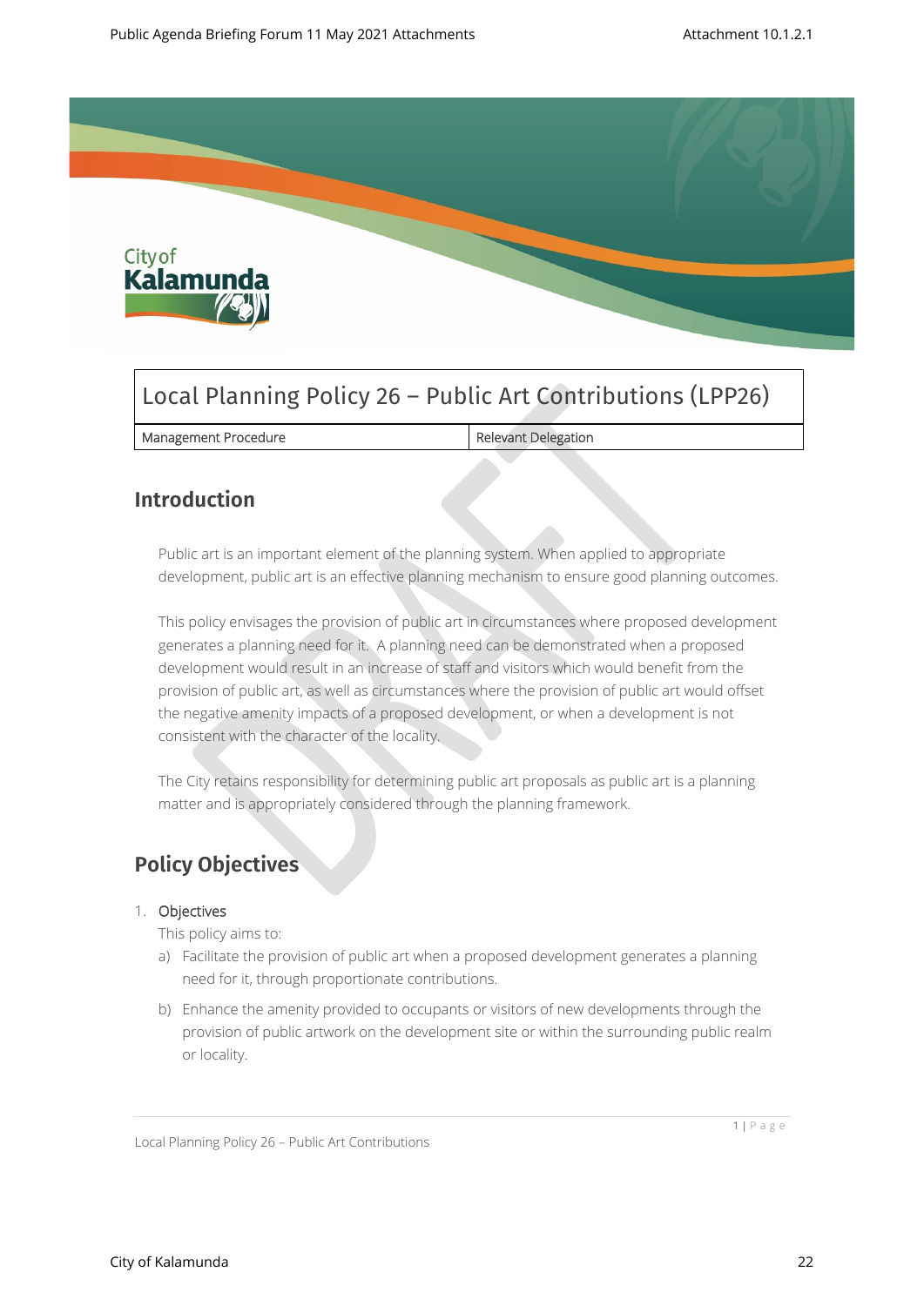City of Kalamunda

# Local Planning Policy 26 – Public Art Contributions (LPP26)

| Management Procedure | Relevant Delegation |
| --- | --- |

## Introduction

Public art is an important element of the planning system. When applied to appropriate development, public art is an effective planning mechanism to ensure good planning outcomes.

This policy envisages the provision of public art in circumstances where proposed development generates a planning need for it. A planning need can be demonstrated when a proposed development would result in an increase of staff and visitors which would benefit from the provision of public art, as well as circumstances where the provision of public art would offset the negative amenity impacts of a proposed development, or when a development is not consistent with the character of the locality.

The City retains responsibility for determining public art proposals as public art is a planning matter and is appropriately considered through the planning framework.

## Policy Objectives

1. Objectives

   This policy aims to:

   a) Facilitate the provision of public art when a proposed development generates a planning need for it, through proportionate contributions.

   b) Enhance the amenity provided to occupants or visitors of new developments through the provision of public artwork on the development site or within the surrounding public realm or locality.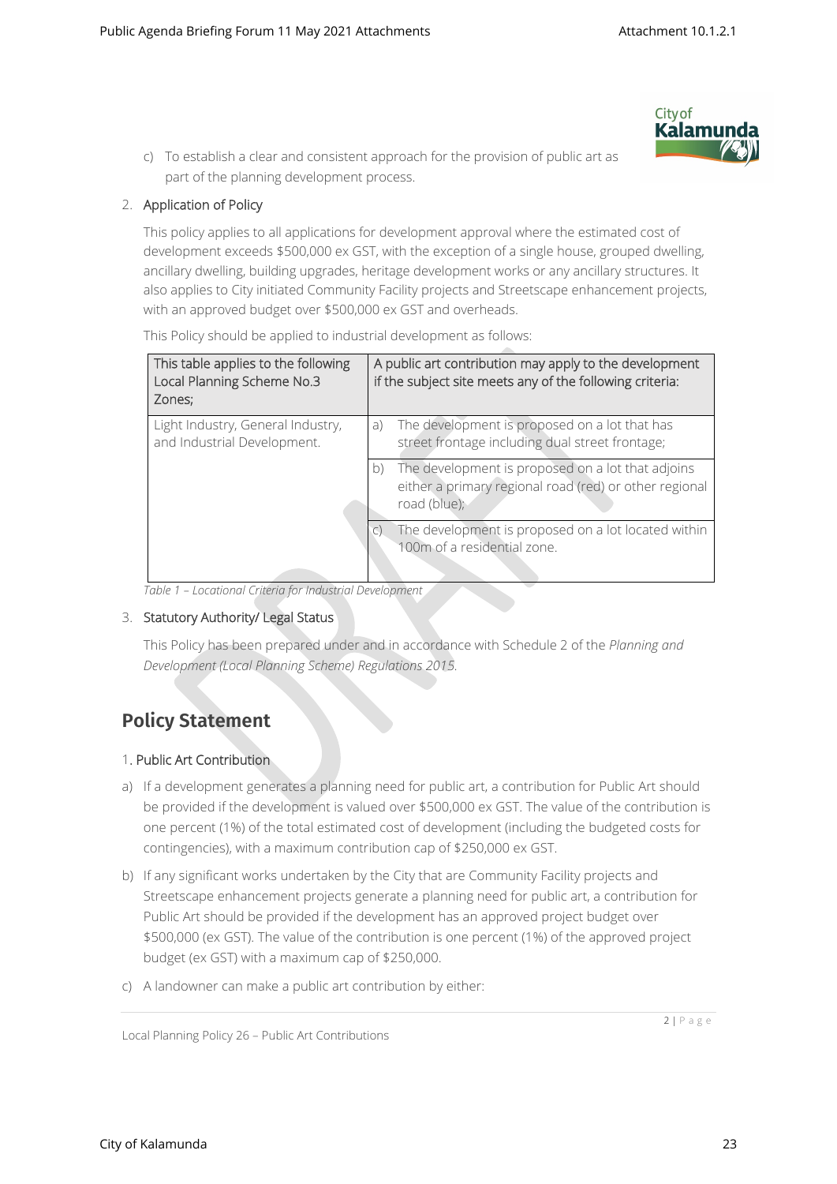c) To establish a clear and consistent approach for the provision of public art as part of the planning development process.

2. Application of Policy

This policy applies to all applications for development approval where the estimated cost of development exceeds $500,000 ex GST, with the exception of a single house, grouped dwelling, ancillary dwelling, building upgrades, heritage development works or any ancillary structures. It also applies to City initiated Community Facility projects and Streetscape enhancement projects, with an approved budget over $500,000 ex GST and overheads.

This Policy should be applied to industrial development as follows:

| This table applies to the following Local Planning Scheme No.3 Zones; | A public art contribution may apply to the development if the subject site meets any of the following criteria: |
|---|---|
| Light Industry, General Industry, and Industrial Development. | a) The development is proposed on a lot that has street frontage including dual street frontage; |
| | b) The development is proposed on a lot that adjoins either a primary regional road (red) or other regional road (blue); |
| | c) The development is proposed on a lot located within 100m of a residential zone. |

*Table 1 – Locational Criteria for Industrial Development*

3. Statutory Authority/ Legal Status

This Policy has been prepared under and in accordance with Schedule 2 of the *Planning and Development (Local Planning Scheme) Regulations 2015.*

## Policy Statement

1. Public Art Contribution

a) If a development generates a planning need for public art, a contribution for Public Art should be provided if the development is valued over $500,000 ex GST. The value of the contribution is one percent (1%) of the total estimated cost of development (including the budgeted costs for contingencies), with a maximum contribution cap of $250,000 ex GST.

b) If any significant works undertaken by the City that are Community Facility projects and Streetscape enhancement projects generate a planning need for public art, a contribution for Public Art should be provided if the development has an approved project budget over $500,000 (ex GST). The value of the contribution is one percent (1%) of the approved project budget (ex GST) with a maximum cap of $250,000.

c) A landowner can make a public art contribution by either: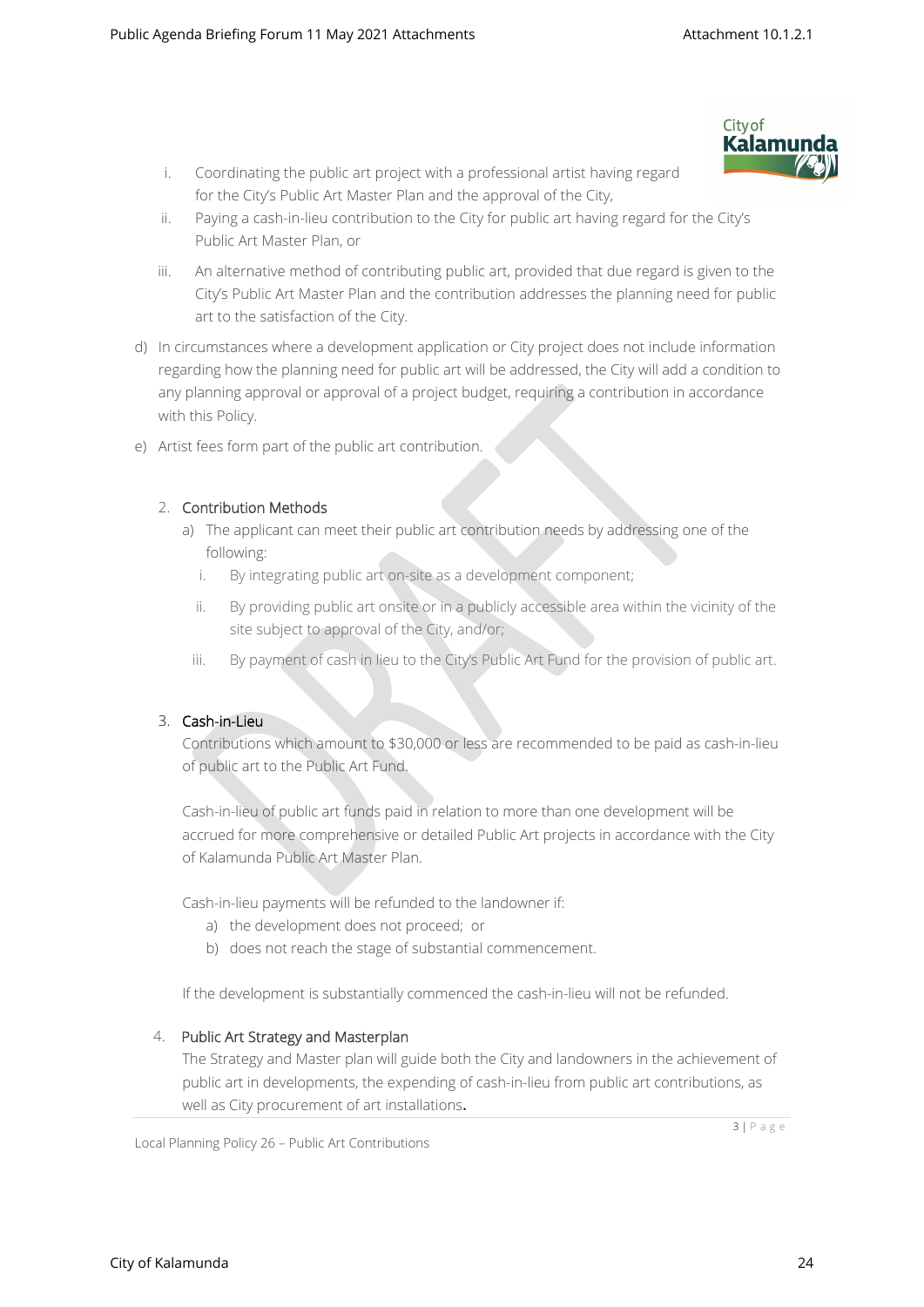i. Coordinating the public art project with a professional artist having regard for the City's Public Art Master Plan and the approval of the City,

ii. Paying a cash-in-lieu contribution to the City for public art having regard for the City's Public Art Master Plan, or

iii. An alternative method of contributing public art, provided that due regard is given to the City's Public Art Master Plan and the contribution addresses the planning need for public art to the satisfaction of the City.

d) In circumstances where a development application or City project does not include information regarding how the planning need for public art will be addressed, the City will add a condition to any planning approval or approval of a project budget, requiring a contribution in accordance with this Policy.

e) Artist fees form part of the public art contribution.

2. Contribution Methods

a) The applicant can meet their public art contribution needs by addressing one of the following:

i. By integrating public art on-site as a development component;

ii. By providing public art onsite or in a publicly accessible area within the vicinity of the site subject to approval of the City, and/or;

iii. By payment of cash in lieu to the City's Public Art Fund for the provision of public art.

3. Cash-in-Lieu

Contributions which amount to $30,000 or less are recommended to be paid as cash-in-lieu of public art to the Public Art Fund.

Cash-in-lieu of public art funds paid in relation to more than one development will be accrued for more comprehensive or detailed Public Art projects in accordance with the City of Kalamunda Public Art Master Plan.

Cash-in-lieu payments will be refunded to the landowner if:

a) the development does not proceed; or
b) does not reach the stage of substantial commencement.

If the development is substantially commenced the cash-in-lieu will not be refunded.

4. Public Art Strategy and Masterplan

The Strategy and Master plan will guide both the City and landowners in the achievement of public art in developments, the expending of cash-in-lieu from public art contributions, as well as City procurement of art installations.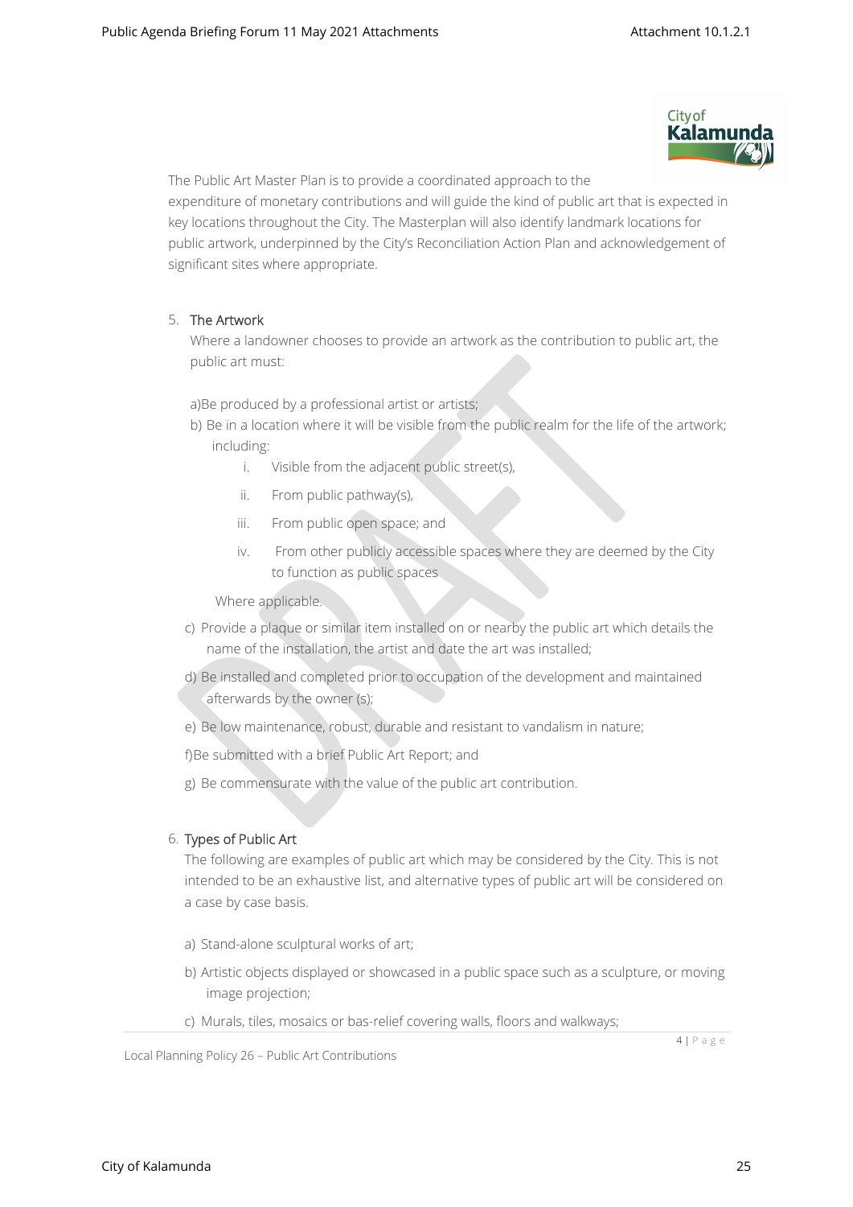The Public Art Master Plan is to provide a coordinated approach to the expenditure of monetary contributions and will guide the kind of public art that is expected in key locations throughout the City. The Masterplan will also identify landmark locations for public artwork, underpinned by the City's Reconciliation Action Plan and acknowledgement of significant sites where appropriate.

5. **The Artwork**

   Where a landowner chooses to provide an artwork as the contribution to public art, the public art must:

   a) Be produced by a professional artist or artists;

   b) Be in a location where it will be visible from the public realm for the life of the artwork; including:

      i. Visible from the adjacent public street(s),

      ii. From public pathway(s),

      iii. From public open space; and

      iv. From other publicly accessible spaces where they are deemed by the City to function as public spaces

      Where applicable.

   c) Provide a plaque or similar item installed on or nearby the public art which details the name of the installation, the artist and date the art was installed;

   d) Be installed and completed prior to occupation of the development and maintained afterwards by the owner (s);

   e) Be low maintenance, robust, durable and resistant to vandalism in nature;

   f) Be submitted with a brief Public Art Report; and

   g) Be commensurate with the value of the public art contribution.

6. **Types of Public Art**

   The following are examples of public art which may be considered by the City. This is not intended to be an exhaustive list, and alternative types of public art will be considered on a case by case basis.

   a) Stand-alone sculptural works of art;

   b) Artistic objects displayed or showcased in a public space such as a sculpture, or moving image projection;

   c) Murals, tiles, mosaics or bas-relief covering walls, floors and walkways;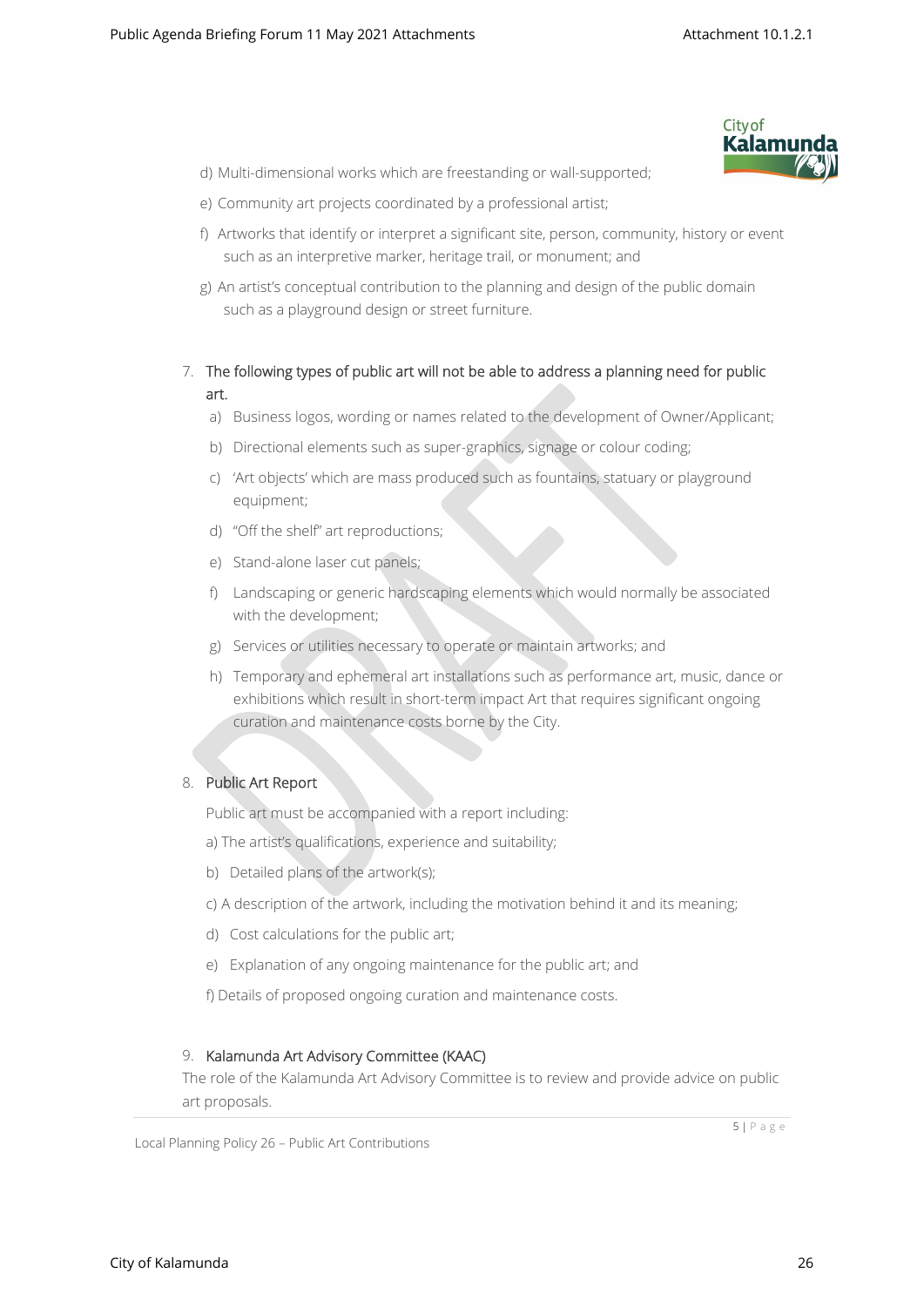d) Multi-dimensional works which are freestanding or wall-supported;

e) Community art projects coordinated by a professional artist;

f) Artworks that identify or interpret a significant site, person, community, history or event such as an interpretive marker, heritage trail, or monument; and

g) An artist's conceptual contribution to the planning and design of the public domain such as a playground design or street furniture.

7. The following types of public art will not be able to address a planning need for public art.

   a) Business logos, wording or names related to the development of Owner/Applicant;

   b) Directional elements such as super-graphics, signage or colour coding;

   c) 'Art objects' which are mass produced such as fountains, statuary or playground equipment;

   d) "Off the shelf" art reproductions;

   e) Stand-alone laser cut panels;

   f) Landscaping or generic hardscaping elements which would normally be associated with the development;

   g) Services or utilities necessary to operate or maintain artworks; and

   h) Temporary and ephemeral art installations such as performance art, music, dance or exhibitions which result in short-term impact Art that requires significant ongoing curation and maintenance costs borne by the City.

8. Public Art Report

   Public art must be accompanied with a report including:

   a) The artist's qualifications, experience and suitability;

   b) Detailed plans of the artwork(s);

   c) A description of the artwork, including the motivation behind it and its meaning;

   d) Cost calculations for the public art;

   e) Explanation of any ongoing maintenance for the public art; and

   f) Details of proposed ongoing curation and maintenance costs.

9. Kalamunda Art Advisory Committee (KAAC)

The role of the Kalamunda Art Advisory Committee is to review and provide advice on public art proposals.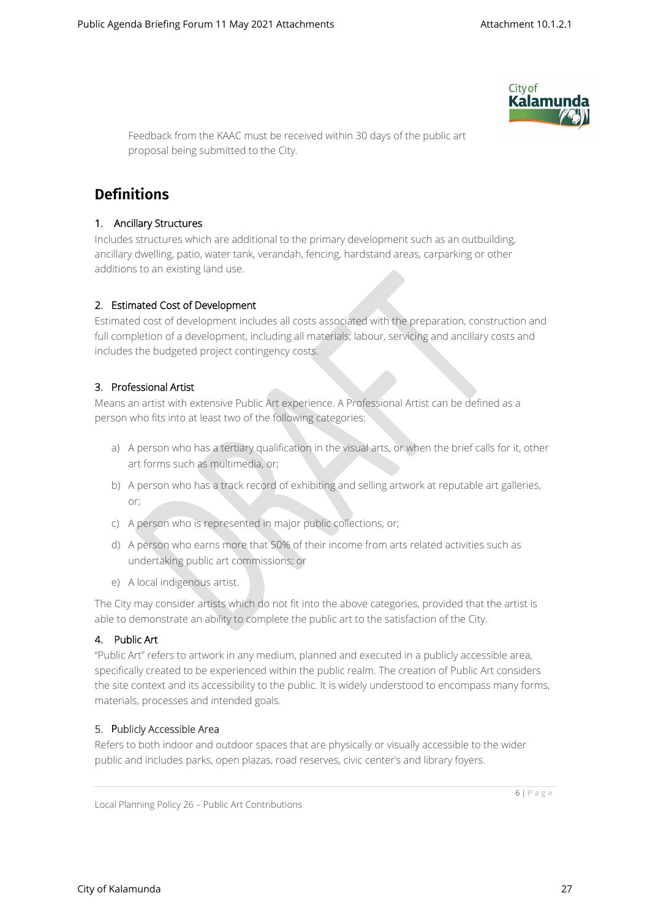Feedback from the KAAC must be received within 30 days of the public art proposal being submitted to the City.

## Definitions

### 1. Ancillary Structures

Includes structures which are additional to the primary development such as an outbuilding, ancillary dwelling, patio, water tank, verandah, fencing, hardstand areas, carparking or other additions to an existing land use.

### 2. Estimated Cost of Development

Estimated cost of development includes all costs associated with the preparation, construction and full completion of a development, including all materials, labour, servicing and ancillary costs and includes the budgeted project contingency costs.

### 3. Professional Artist

Means an artist with extensive Public Art experience. A Professional Artist can be defined as a person who fits into at least two of the following categories:

a) A person who has a tertiary qualification in the visual arts, or when the brief calls for it, other art forms such as multimedia, or;

b) A person who has a track record of exhibiting and selling artwork at reputable art galleries, or;

c) A person who is represented in major public collections, or;

d) A person who earns more that 50% of their income from arts related activities such as undertaking public art commissions; or

e) A local indigenous artist.

The City may consider artists which do not fit into the above categories, provided that the artist is able to demonstrate an ability to complete the public art to the satisfaction of the City.

### 4. Public Art

"Public Art" refers to artwork in any medium, planned and executed in a publicly accessible area, specifically created to be experienced within the public realm. The creation of Public Art considers the site context and its accessibility to the public. It is widely understood to encompass many forms, materials, processes and intended goals.

### 5. Publicly Accessible Area

Refers to both indoor and outdoor spaces that are physically or visually accessible to the wider public and includes parks, open plazas, road reserves, civic center's and library foyers.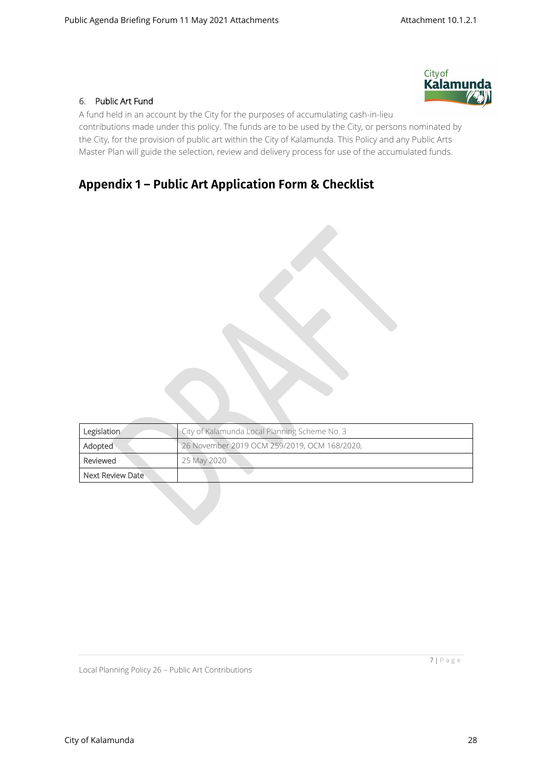### 6. Public Art Fund

A fund held in an account by the City for the purposes of accumulating cash-in-lieu contributions made under this policy. The funds are to be used by the City, or persons nominated by the City, for the provision of public art within the City of Kalamunda. This Policy and any Public Arts Master Plan will guide the selection, review and delivery process for use of the accumulated funds.

## Appendix 1 – Public Art Application Form & Checklist

| | |
|---|---|
| Legislation | City of Kalamunda Local Planning Scheme No. 3 |
| Adopted | 26 November 2019 OCM 259/2019, OCM 168/2020, |
| Reviewed | 25 May 2020 |
| Next Review Date | |